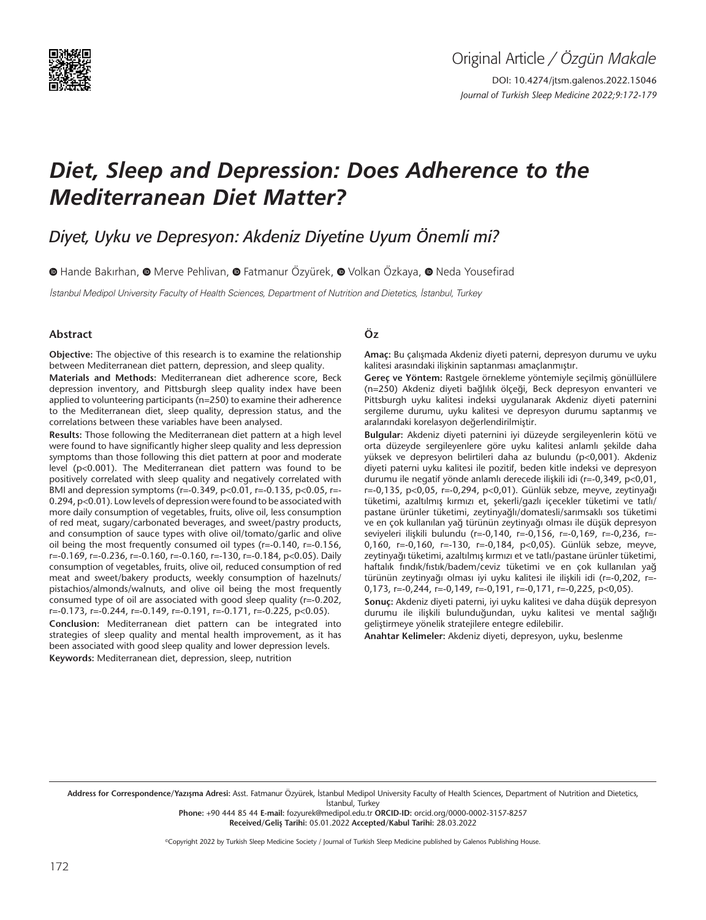Original Article / *Özgün Makale*

DOI: 10.4274/jtsm.galenos.2022.15046

*Journal of Turkish Sleep Medicine 2022;9:172-179*

# *Diet, Sleep and Depression: Does Adherence to the Mediterranean Diet Matter?*

## *Diyet, Uyku ve Depresyon: Akdeniz Diyetine Uyum Önemli mi?*

Hande Bakırhan, Merve Pehlivan, Fatmanur Özyürek, Volkan Özkaya, Neda Yousefirad

*İstanbul Medipol University Faculty of Health Sciences, Department of Nutrition and Dietetics, İstanbul, Turkey*

### Abstract

**Objective:** The objective of this research is to examine the relationship between Mediterranean diet pattern, depression, and sleep quality.

**Materials and Methods:** Mediterranean diet adherence score, Beck depression inventory, and Pittsburgh sleep quality index have been applied to volunteering participants (n=250) to examine their adherence to the Mediterranean diet, sleep quality, depression status, and the correlations between these variables have been analysed.

**Results:** Those following the Mediterranean diet pattern at a high level were found to have significantly higher sleep quality and less depression symptoms than those following this diet pattern at poor and moderate level (p<0.001). The Mediterranean diet pattern was found to be positively correlated with sleep quality and negatively correlated with BMI and depression symptoms (r=-0.349, p<0.01, r=-0.135, p<0.05, r=-0.294, p<0.01). Low levels of depression were found to be associated with more daily consumption of vegetables, fruits, olive oil, less consumption of red meat, sugary/carbonated beverages, and sweet/pastry products, and consumption of sauce types with olive oil/tomato/garlic and olive oil being the most frequently consumed oil types (r=-0.140, r=-0.156, r=-0.169, r=-0.236, r=-0.160, r=-0.160, r=-130, r=-0.184, p<0.05). Daily consumption of vegetables, fruits, olive oil, reduced consumption of red meat and sweet/bakery products, weekly consumption of hazelnuts/pistachios/almonds/walnuts, and olive oil being the most frequently consumed type of oil are associated with good sleep quality (r=-0.202, r=-0.173, r=-0.244, r=-0.149, r=-0.191, r=-0.171, r=-0.225, p<0.05).

**Conclusion:** Mediterranean diet pattern can be integrated into strategies of sleep quality and mental health improvement, as it has been associated with good sleep quality and lower depression levels.

**Keywords:** Mediterranean diet, depression, sleep, nutrition

### Öz

**Amaç:** Bu çalışmada Akdeniz diyeti paterni, depresyon durumu ve uyku kalitesi arasındaki ilişkinin saptanması amaçlanmıştır.

**Gereç ve Yöntem:** Rastgele örnekleme yöntemiyle seçilmiş gönüllülere (n=250) Akdeniz diyeti bağlılık ölçeği, Beck depresyon envanteri ve Pittsburgh uyku kalitesi indeksi uygulanarak Akdeniz diyeti paternini sergileme durumu, uyku kalitesi ve depresyon durumu saptanmış ve aralarındaki korelasyon değerlendirilmiştir.

**Bulgular:** Akdeniz diyeti paternini iyi düzeyde sergileyenlerin kötü ve orta düzeyde sergileyenlere göre uyku kalitesi anlamlı şekilde daha yüksek ve depresyon belirtileri daha az bulundu (p<0,001). Akdeniz diyeti paterni uyku kalitesi ile pozitif, beden kitle indeksi ve depresyon durumu ile negatif yönde anlamlı derecede ilişkili idi (r=-0,349, p<0,01, r=-0,135, p<0,05, r=-0,294, p<0,01). Günlük sebze, meyve, zeytinyağı tüketimi, azaltılmış kırmızı et, şekerli/gazlı içecekler tüketimi ve tatlı/pastane ürünler tüketimi, zeytinyağlı/domatesli/sarımsaklı sos tüketimi ve en çok kullanılan yağ türünün zeytinyağı olması ile düşük depresyon seviyeleri ilişkili bulundu (r=-0,140, r=-0,156, r=-0,169, r=-0,236, r=-0,160, r=-0,160, r=-130, r=-0,184, p<0,05). Günlük sebze, meyve, zeytinyağı tüketimi, azaltılmış kırmızı et ve tatlı/pastane ürünler tüketimi, haftalık fındık/fıstık/badem/ceviz tüketimi ve en çok kullanılan yağ türünün zeytinyağı olması iyi uyku kalitesi ile ilişkili idi (r=-0,202, r=-0,173, r=-0,244, r=-0,149, r=-0,191, r=-0,171, r=-0,225, p<0,05).

**Sonuç:** Akdeniz diyeti paterni, iyi uyku kalitesi ve daha düşük depresyon durumu ile ilişkili bulunduğundan, uyku kalitesi ve mental sağlığı geliştirmeye yönelik stratejilere entegre edilebilir.

**Anahtar Kelimeler:** Akdeniz diyeti, depresyon, uyku, beslenme

---

**Address for Correspondence/Yazışma Adresi:** Asst. Fatmanur Özyürek, İstanbul Medipol University Faculty of Health Sciences, Department of Nutrition and Dietetics, İstanbul, Turkey

**Phone:** +90 444 85 44 **E-mail:** fozyurek@medipol.edu.tr **ORCID-ID:** orcid.org/0000-0002-3157-8257

**Received/Geliş Tarihi:** 05.01.2022 **Accepted/Kabul Tarihi:** 28.03.2022

©Copyright 2022 by Turkish Sleep Medicine Society / Journal of Turkish Sleep Medicine published by Galenos Publishing House.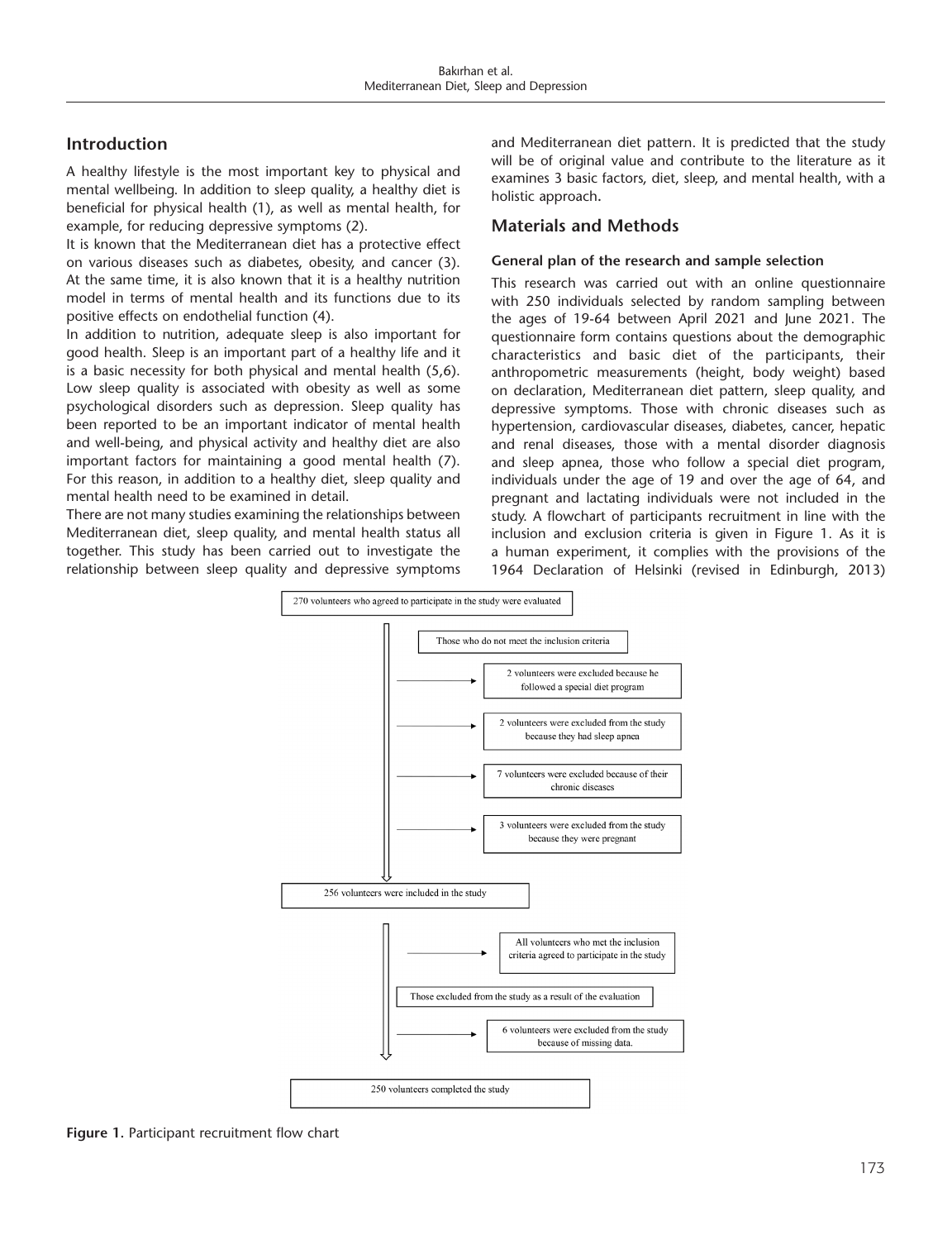## Introduction

A healthy lifestyle is the most important key to physical and mental wellbeing. In addition to sleep quality, a healthy diet is beneficial for physical health (1), as well as mental health, for example, for reducing depressive symptoms (2).

It is known that the Mediterranean diet has a protective effect on various diseases such as diabetes, obesity, and cancer (3). At the same time, it is also known that it is a healthy nutrition model in terms of mental health and its functions due to its positive effects on endothelial function (4).

In addition to nutrition, adequate sleep is also important for good health. Sleep is an important part of a healthy life and it is a basic necessity for both physical and mental health (5,6). Low sleep quality is associated with obesity as well as some psychological disorders such as depression. Sleep quality has been reported to be an important indicator of mental health and well-being, and physical activity and healthy diet are also important factors for maintaining a good mental health (7). For this reason, in addition to a healthy diet, sleep quality and mental health need to be examined in detail.

There are not many studies examining the relationships between Mediterranean diet, sleep quality, and mental health status all together. This study has been carried out to investigate the relationship between sleep quality and depressive symptoms and Mediterranean diet pattern. It is predicted that the study will be of original value and contribute to the literature as it examines 3 basic factors, diet, sleep, and mental health, with a holistic approach.

## Materials and Methods

### General plan of the research and sample selection

This research was carried out with an online questionnaire with 250 individuals selected by random sampling between the ages of 19-64 between April 2021 and June 2021. The questionnaire form contains questions about the demographic characteristics and basic diet of the participants, their anthropometric measurements (height, body weight) based on declaration, Mediterranean diet pattern, sleep quality, and depressive symptoms. Those with chronic diseases such as hypertension, cardiovascular diseases, diabetes, cancer, hepatic and renal diseases, those with a mental disorder diagnosis and sleep apnea, those who follow a special diet program, individuals under the age of 19 and over the age of 64, and pregnant and lactating individuals were not included in the study. A flowchart of participants recruitment in line with the inclusion and exclusion criteria is given in Figure 1. As it is a human experiment, it complies with the provisions of the 1964 Declaration of Helsinki (revised in Edinburgh, 2013)

270 volunteers who agreed to participate in the study were evaluated

Those who do not meet the inclusion criteria

- 2 volunteers were excluded because he followed a special diet program
- 2 volunteers were excluded from the study because they had sleep apnea
- 7 volunteers were excluded because of their chronic diseases
- 3 volunteers were excluded from the study because they were pregnant

256 volunteers were included in the study

- All volunteers who met the inclusion criteria agreed to participate in the study

Those excluded from the study as a result of the evaluation

- 6 volunteers were excluded from the study because of missing data.

250 volunteers completed the study

**Figure 1.** Participant recruitment flow chart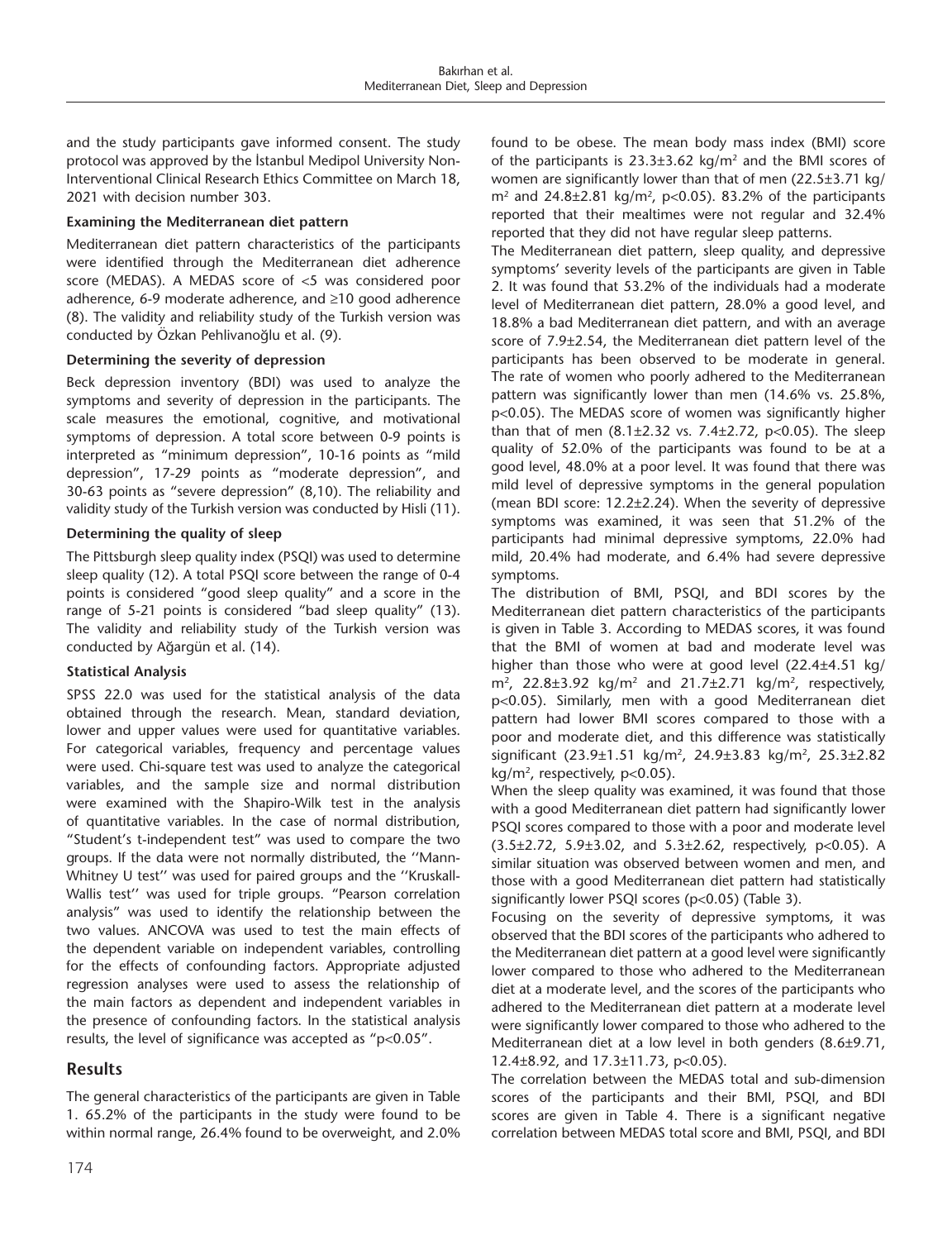and the study participants gave informed consent. The study protocol was approved by the İstanbul Medipol University Non-Interventional Clinical Research Ethics Committee on March 18, 2021 with decision number 303.

**Examining the Mediterranean diet pattern**

Mediterranean diet pattern characteristics of the participants were identified through the Mediterranean diet adherence score (MEDAS). A MEDAS score of <5 was considered poor adherence, 6-9 moderate adherence, and ≥10 good adherence (8). The validity and reliability study of the Turkish version was conducted by Özkan Pehlivanoğlu et al. (9).

**Determining the severity of depression**

Beck depression inventory (BDI) was used to analyze the symptoms and severity of depression in the participants. The scale measures the emotional, cognitive, and motivational symptoms of depression. A total score between 0-9 points is interpreted as "minimum depression", 10-16 points as "mild depression", 17-29 points as "moderate depression", and 30-63 points as "severe depression" (8,10). The reliability and validity study of the Turkish version was conducted by Hisli (11).

**Determining the quality of sleep**

The Pittsburgh sleep quality index (PSQI) was used to determine sleep quality (12). A total PSQI score between the range of 0-4 points is considered "good sleep quality" and a score in the range of 5-21 points is considered "bad sleep quality" (13). The validity and reliability study of the Turkish version was conducted by Ağargün et al. (14).

**Statistical Analysis**

SPSS 22.0 was used for the statistical analysis of the data obtained through the research. Mean, standard deviation, lower and upper values were used for quantitative variables. For categorical variables, frequency and percentage values were used. Chi-square test was used to analyze the categorical variables, and the sample size and normal distribution were examined with the Shapiro-Wilk test in the analysis of quantitative variables. In the case of normal distribution, "Student's t-independent test" was used to compare the two groups. If the data were not normally distributed, the ''Mann-Whitney U test'' was used for paired groups and the ''Kruskall-Wallis test'' was used for triple groups. "Pearson correlation analysis" was used to identify the relationship between the two values. ANCOVA was used to test the main effects of the dependent variable on independent variables, controlling for the effects of confounding factors. Appropriate adjusted regression analyses were used to assess the relationship of the main factors as dependent and independent variables in the presence of confounding factors. In the statistical analysis results, the level of significance was accepted as "$p<0.05$".

## Results

The general characteristics of the participants are given in Table 1. 65.2% of the participants in the study were found to be within normal range, 26.4% found to be overweight, and 2.0% found to be obese. The mean body mass index (BMI) score of the participants is 23.3±3.62 kg/$m^2$ and the BMI scores of women are significantly lower than that of men (22.5±3.71 kg/$m^2$ and 24.8±2.81 kg/$m^2$, $p<0.05$). 83.2% of the participants reported that their mealtimes were not regular and 32.4% reported that they did not have regular sleep patterns.

The Mediterranean diet pattern, sleep quality, and depressive symptoms' severity levels of the participants are given in Table 2. It was found that 53.2% of the individuals had a moderate level of Mediterranean diet pattern, 28.0% a good level, and 18.8% a bad Mediterranean diet pattern, and with an average score of 7.9±2.54, the Mediterranean diet pattern level of the participants has been observed to be moderate in general. The rate of women who poorly adhered to the Mediterranean pattern was significantly lower than men (14.6% vs. 25.8%, $p<0.05$). The MEDAS score of women was significantly higher than that of men (8.1±2.32 vs. 7.4±2.72, $p<0.05$). The sleep quality of 52.0% of the participants was found to be at a good level, 48.0% at a poor level. It was found that there was mild level of depressive symptoms in the general population (mean BDI score: 12.2±2.24). When the severity of depressive symptoms was examined, it was seen that 51.2% of the participants had minimal depressive symptoms, 22.0% had mild, 20.4% had moderate, and 6.4% had severe depressive symptoms.

The distribution of BMI, PSQI, and BDI scores by the Mediterranean diet pattern characteristics of the participants is given in Table 3. According to MEDAS scores, it was found that the BMI of women at bad and moderate level was higher than those who were at good level (22.4±4.51 kg/$m^2$, 22.8±3.92 kg/$m^2$ and 21.7±2.71 kg/$m^2$, respectively, $p<0.05$). Similarly, men with a good Mediterranean diet pattern had lower BMI scores compared to those with a poor and moderate diet, and this difference was statistically significant (23.9±1.51 kg/$m^2$, 24.9±3.83 kg/$m^2$, 25.3±2.82 kg/$m^2$, respectively, $p<0.05$).

When the sleep quality was examined, it was found that those with a good Mediterranean diet pattern had significantly lower PSQI scores compared to those with a poor and moderate level (3.5±2.72, 5.9±3.02, and 5.3±2.62, respectively, $p<0.05$). A similar situation was observed between women and men, and those with a good Mediterranean diet pattern had statistically significantly lower PSQI scores ($p<0.05$) (Table 3).

Focusing on the severity of depressive symptoms, it was observed that the BDI scores of the participants who adhered to the Mediterranean diet pattern at a good level were significantly lower compared to those who adhered to the Mediterranean diet at a moderate level, and the scores of the participants who adhered to the Mediterranean diet pattern at a moderate level were significantly lower compared to those who adhered to the Mediterranean diet at a low level in both genders (8.6±9.71, 12.4±8.92, and 17.3±11.73, $p<0.05$).

The correlation between the MEDAS total and sub-dimension scores of the participants and their BMI, PSQI, and BDI scores are given in Table 4. There is a significant negative correlation between MEDAS total score and BMI, PSQI, and BDI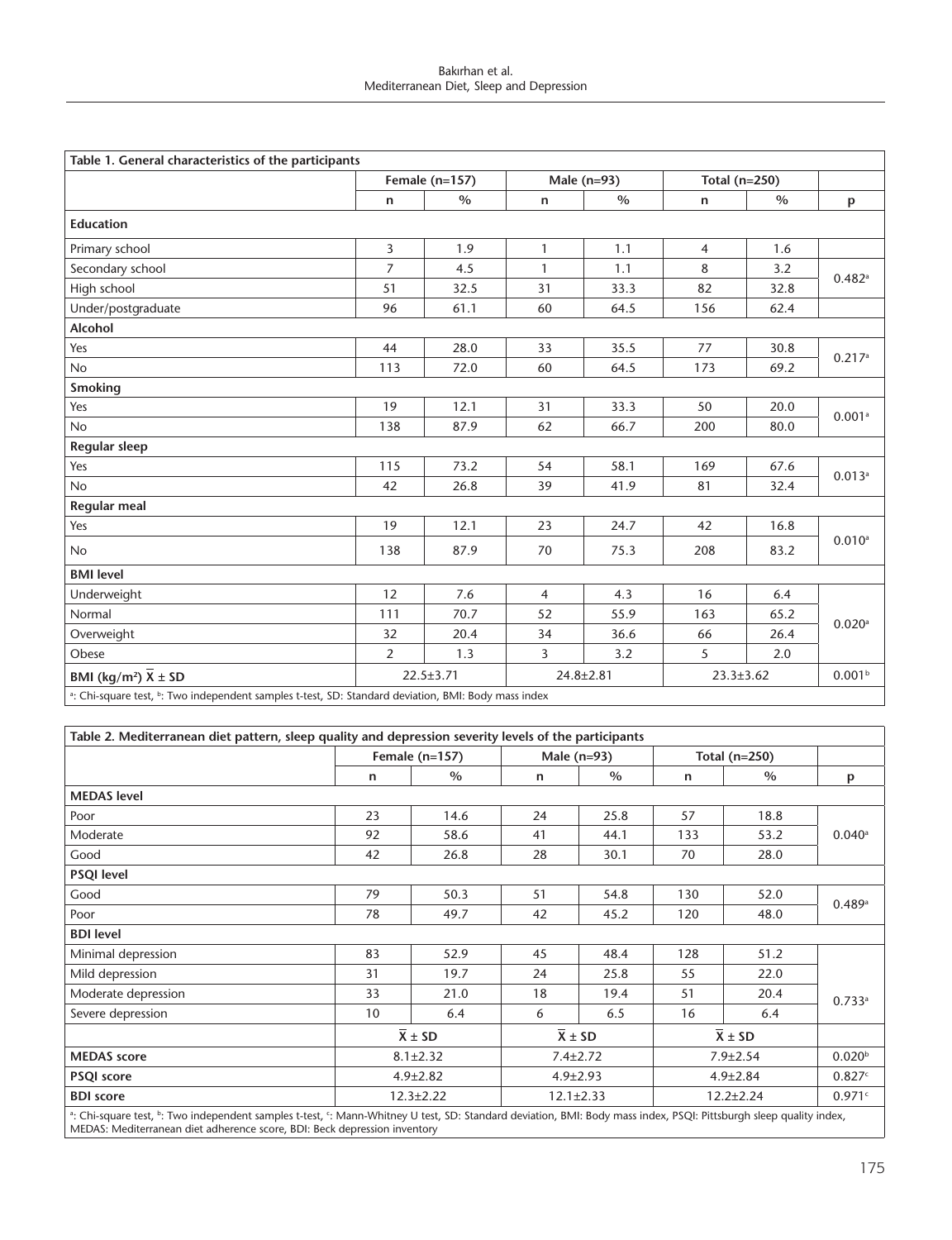| Table 1. General characteristics of the participants | | | | | | | |
|---|---|---|---|---|---|---|---|
| | Female (n=157) | | Male (n=93) | | Total (n=250) | | |
| | n | % | n | % | n | % | p |
| **Education** | | | | | | | |
| Primary school | 3 | 1.9 | 1 | 1.1 | 4 | 1.6 | 0.482[a] |
| Secondary school | 7 | 4.5 | 1 | 1.1 | 8 | 3.2 | |
| High school | 51 | 32.5 | 31 | 33.3 | 82 | 32.8 | |
| Under/postgraduate | 96 | 61.1 | 60 | 64.5 | 156 | 62.4 | |
| **Alcohol** | | | | | | | |
| Yes | 44 | 28.0 | 33 | 35.5 | 77 | 30.8 | 0.217[a] |
| No | 113 | 72.0 | 60 | 64.5 | 173 | 69.2 | |
| **Smoking** | | | | | | | |
| Yes | 19 | 12.1 | 31 | 33.3 | 50 | 20.0 | 0.001[a] |
| No | 138 | 87.9 | 62 | 66.7 | 200 | 80.0 | |
| **Regular sleep** | | | | | | | |
| Yes | 115 | 73.2 | 54 | 58.1 | 169 | 67.6 | 0.013[a] |
| No | 42 | 26.8 | 39 | 41.9 | 81 | 32.4 | |
| **Regular meal** | | | | | | | |
| Yes | 19 | 12.1 | 23 | 24.7 | 42 | 16.8 | 0.010[a] |
| No | 138 | 87.9 | 70 | 75.3 | 208 | 83.2 | |
| **BMI level** | | | | | | | |
| Underweight | 12 | 7.6 | 4 | 4.3 | 16 | 6.4 | 0.020[a] |
| Normal | 111 | 70.7 | 52 | 55.9 | 163 | 65.2 | |
| Overweight | 32 | 20.4 | 34 | 36.6 | 66 | 26.4 | |
| Obese | 2 | 1.3 | 3 | 3.2 | 5 | 2.0 | |
| **BMI (kg/m²) $\overline{X}$ ± SD** | 22.5±3.71 | | 24.8±2.81 | | 23.3±3.62 | | 0.001[b] |

[a]: Chi-square test, [b]: Two independent samples t-test, SD: Standard deviation, BMI: Body mass index

| Table 2. Mediterranean diet pattern, sleep quality and depression severity levels of the participants | | | | | | | |
|---|---|---|---|---|---|---|---|
| | Female (n=157) | | Male (n=93) | | Total (n=250) | | |
| | n | % | n | % | n | % | p |
| **MEDAS level** | | | | | | | |
| Poor | 23 | 14.6 | 24 | 25.8 | 57 | 18.8 | 0.040[a] |
| Moderate | 92 | 58.6 | 41 | 44.1 | 133 | 53.2 | |
| Good | 42 | 26.8 | 28 | 30.1 | 70 | 28.0 | |
| **PSQI level** | | | | | | | |
| Good | 79 | 50.3 | 51 | 54.8 | 130 | 52.0 | 0.489[a] |
| Poor | 78 | 49.7 | 42 | 45.2 | 120 | 48.0 | |
| **BDI level** | | | | | | | |
| Minimal depression | 83 | 52.9 | 45 | 48.4 | 128 | 51.2 | 0.733[a] |
| Mild depression | 31 | 19.7 | 24 | 25.8 | 55 | 22.0 | |
| Moderate depression | 33 | 21.0 | 18 | 19.4 | 51 | 20.4 | |
| Severe depression | 10 | 6.4 | 6 | 6.5 | 16 | 6.4 | |
| | $\overline{X}$ ± SD | | $\overline{X}$ ± SD | | $\overline{X}$ ± SD | | |
| **MEDAS score** | 8.1±2.32 | | 7.4±2.72 | | 7.9±2.54 | | 0.020[b] |
| **PSQI score** | 4.9±2.82 | | 4.9±2.93 | | 4.9±2.84 | | 0.827[c] |
| **BDI score** | 12.3±2.22 | | 12.1±2.33 | | 12.2±2.24 | | 0.971[c] |

[a]: Chi-square test, [b]: Two independent samples t-test, [c]: Mann-Whitney U test, SD: Standard deviation, BMI: Body mass index, PSQI: Pittsburgh sleep quality index, MEDAS: Mediterranean diet adherence score, BDI: Beck depression inventory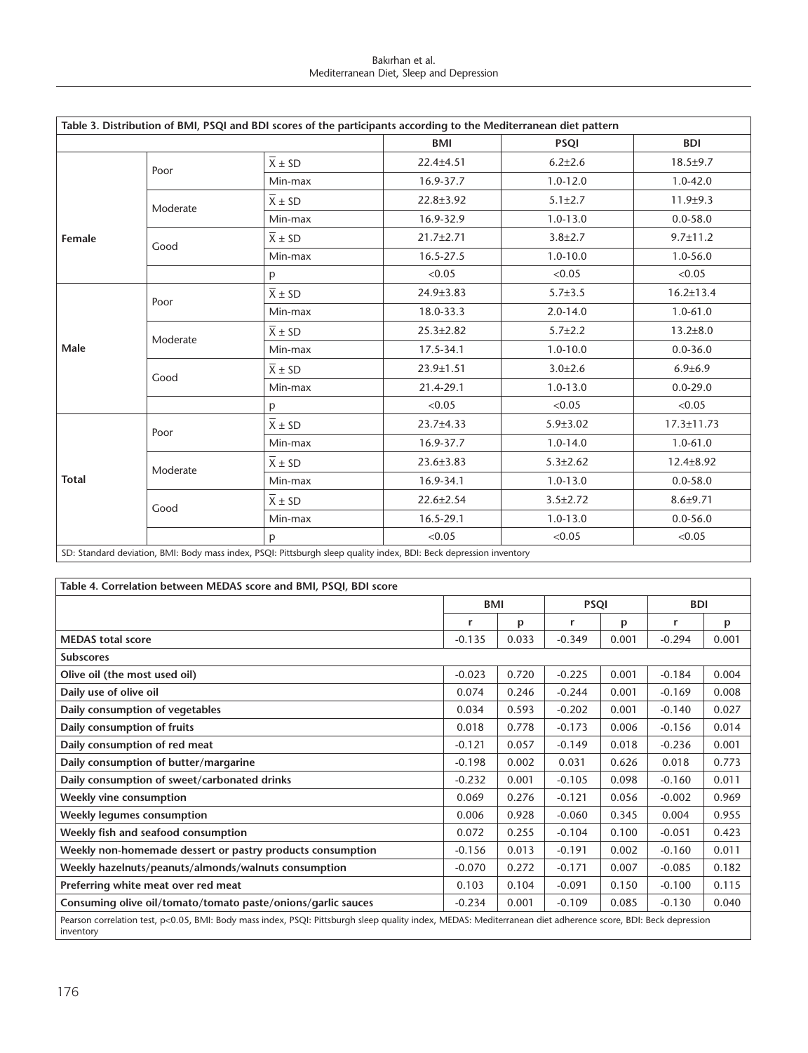**Table 3. Distribution of BMI, PSQI and BDI scores of the participants according to the Mediterranean diet pattern**

| | | | BMI | PSQI | BDI |
|---|---|---|---|---|---|
| Female | Poor | $\overline{X} \pm SD$ | 22.4±4.51 | 6.2±2.6 | 18.5±9.7 |
| | | Min-max | 16.9-37.7 | 1.0-12.0 | 1.0-42.0 |
| | Moderate | $\overline{X} \pm SD$ | 22.8±3.92 | 5.1±2.7 | 11.9±9.3 |
| | | Min-max | 16.9-32.9 | 1.0-13.0 | 0.0-58.0 |
| | Good | $\overline{X} \pm SD$ | 21.7±2.71 | 3.8±2.7 | 9.7±11.2 |
| | | Min-max | 16.5-27.5 | 1.0-10.0 | 1.0-56.0 |
| | | p | <0.05 | <0.05 | <0.05 |
| Male | Poor | $\overline{X} \pm SD$ | 24.9±3.83 | 5.7±3.5 | 16.2±13.4 |
| | | Min-max | 18.0-33.3 | 2.0-14.0 | 1.0-61.0 |
| | Moderate | $\overline{X} \pm SD$ | 25.3±2.82 | 5.7±2.2 | 13.2±8.0 |
| | | Min-max | 17.5-34.1 | 1.0-10.0 | 0.0-36.0 |
| | Good | $\overline{X} \pm SD$ | 23.9±1.51 | 3.0±2.6 | 6.9±6.9 |
| | | Min-max | 21.4-29.1 | 1.0-13.0 | 0.0-29.0 |
| | | p | <0.05 | <0.05 | <0.05 |
| Total | Poor | $\overline{X} \pm SD$ | 23.7±4.33 | 5.9±3.02 | 17.3±11.73 |
| | | Min-max | 16.9-37.7 | 1.0-14.0 | 1.0-61.0 |
| | Moderate | $\overline{X} \pm SD$ | 23.6±3.83 | 5.3±2.62 | 12.4±8.92 |
| | | Min-max | 16.9-34.1 | 1.0-13.0 | 0.0-58.0 |
| | Good | $\overline{X} \pm SD$ | 22.6±2.54 | 3.5±2.72 | 8.6±9.71 |
| | | Min-max | 16.5-29.1 | 1.0-13.0 | 0.0-56.0 |
| | | p | <0.05 | <0.05 | <0.05 |

SD: Standard deviation, BMI: Body mass index, PSQI: Pittsburgh sleep quality index, BDI: Beck depression inventory

**Table 4. Correlation between MEDAS score and BMI, PSQI, BDI score**

| | BMI | | PSQI | | BDI | |
|---|---|---|---|---|---|---|
| | r | p | r | p | r | p |
| **MEDAS total score** | -0.135 | 0.033 | -0.349 | 0.001 | -0.294 | 0.001 |
| **Subscores** | | | | | | |
| **Olive oil (the most used oil)** | -0.023 | 0.720 | -0.225 | 0.001 | -0.184 | 0.004 |
| **Daily use of olive oil** | 0.074 | 0.246 | -0.244 | 0.001 | -0.169 | 0.008 |
| **Daily consumption of vegetables** | 0.034 | 0.593 | -0.202 | 0.001 | -0.140 | 0.027 |
| **Daily consumption of fruits** | 0.018 | 0.778 | -0.173 | 0.006 | -0.156 | 0.014 |
| **Daily consumption of red meat** | -0.121 | 0.057 | -0.149 | 0.018 | -0.236 | 0.001 |
| **Daily consumption of butter/margarine** | -0.198 | 0.002 | 0.031 | 0.626 | 0.018 | 0.773 |
| **Daily consumption of sweet/carbonated drinks** | -0.232 | 0.001 | -0.105 | 0.098 | -0.160 | 0.011 |
| **Weekly vine consumption** | 0.069 | 0.276 | -0.121 | 0.056 | -0.002 | 0.969 |
| **Weekly legumes consumption** | 0.006 | 0.928 | -0.060 | 0.345 | 0.004 | 0.955 |
| **Weekly fish and seafood consumption** | 0.072 | 0.255 | -0.104 | 0.100 | -0.051 | 0.423 |
| **Weekly non-homemade dessert or pastry products consumption** | -0.156 | 0.013 | -0.191 | 0.002 | -0.160 | 0.011 |
| **Weekly hazelnuts/peanuts/almonds/walnuts consumption** | -0.070 | 0.272 | -0.171 | 0.007 | -0.085 | 0.182 |
| **Preferring white meat over red meat** | 0.103 | 0.104 | -0.091 | 0.150 | -0.100 | 0.115 |
| **Consuming olive oil/tomato/tomato paste/onions/garlic sauces** | -0.234 | 0.001 | -0.109 | 0.085 | -0.130 | 0.040 |

Pearson correlation test, p<0.05, BMI: Body mass index, PSQI: Pittsburgh sleep quality index, MEDAS: Mediterranean diet adherence score, BDI: Beck depression inventory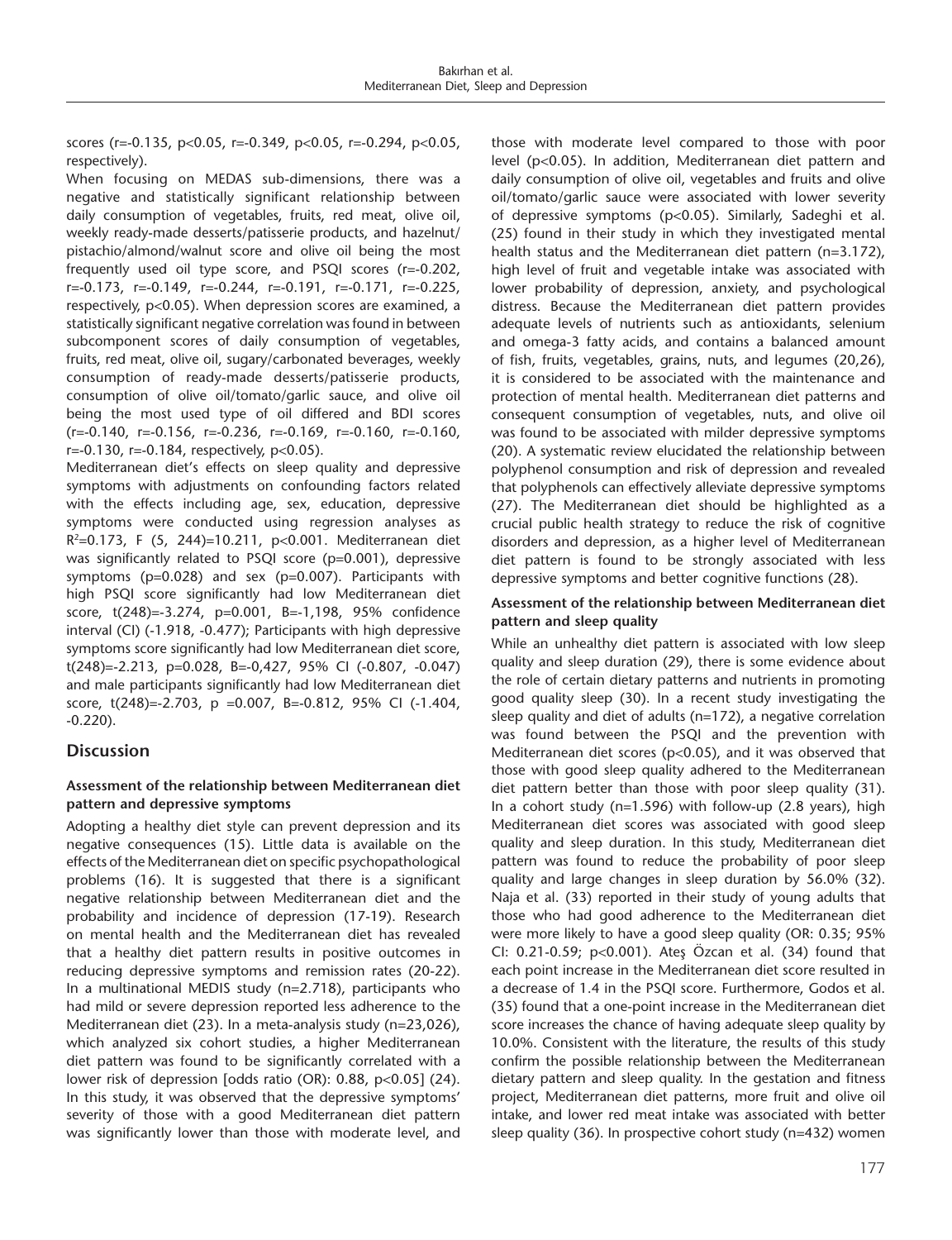scores (r=-0.135, p<0.05, r=-0.349, p<0.05, r=-0.294, p<0.05, respectively).

When focusing on MEDAS sub-dimensions, there was a negative and statistically significant relationship between daily consumption of vegetables, fruits, red meat, olive oil, weekly ready-made desserts/patisserie products, and hazelnut/pistachio/almond/walnut score and olive oil being the most frequently used oil type score, and PSQI scores (r=-0.202, r=-0.173, r=-0.149, r=-0.244, r=-0.191, r=-0.171, r=-0.225, respectively, p<0.05). When depression scores are examined, a statistically significant negative correlation was found in between subcomponent scores of daily consumption of vegetables, fruits, red meat, olive oil, sugary/carbonated beverages, weekly consumption of ready-made desserts/patisserie products, consumption of olive oil/tomato/garlic sauce, and olive oil being the most used type of oil differed and BDI scores (r=-0.140, r=-0.156, r=-0.236, r=-0.169, r=-0.160, r=-0.160, r=-0.130, r=-0.184, respectively, p<0.05).

Mediterranean diet's effects on sleep quality and depressive symptoms with adjustments on confounding factors related with the effects including age, sex, education, depressive symptoms were conducted using regression analyses as $R^2$=0.173, F (5, 244)=10.211, p<0.001. Mediterranean diet was significantly related to PSQI score (p=0.001), depressive symptoms (p=0.028) and sex (p=0.007). Participants with high PSQI score significantly had low Mediterranean diet score, t(248)=-3.274, p=0.001, B=-1,198, 95% confidence interval (CI) (-1.918, -0.477); Participants with high depressive symptoms score significantly had low Mediterranean diet score, t(248)=-2.213, p=0.028, B=-0,427, 95% CI (-0.807, -0.047) and male participants significantly had low Mediterranean diet score, t(248)=-2.703, p =0.007, B=-0.812, 95% CI (-1.404, -0.220).

## Discussion

### Assessment of the relationship between Mediterranean diet pattern and depressive symptoms

Adopting a healthy diet style can prevent depression and its negative consequences (15). Little data is available on the effects of the Mediterranean diet on specific psychopathological problems (16). It is suggested that there is a significant negative relationship between Mediterranean diet and the probability and incidence of depression (17-19). Research on mental health and the Mediterranean diet has revealed that a healthy diet pattern results in positive outcomes in reducing depressive symptoms and remission rates (20-22). In a multinational MEDIS study (n=2.718), participants who had mild or severe depression reported less adherence to the Mediterranean diet (23). In a meta-analysis study (n=23,026), which analyzed six cohort studies, a higher Mediterranean diet pattern was found to be significantly correlated with a lower risk of depression [odds ratio (OR): 0.88, p<0.05] (24). In this study, it was observed that the depressive symptoms' severity of those with a good Mediterranean diet pattern was significantly lower than those with moderate level, and those with moderate level compared to those with poor level (p<0.05). In addition, Mediterranean diet pattern and daily consumption of olive oil, vegetables and fruits and olive oil/tomato/garlic sauce were associated with lower severity of depressive symptoms (p<0.05). Similarly, Sadeghi et al. (25) found in their study in which they investigated mental health status and the Mediterranean diet pattern (n=3.172), high level of fruit and vegetable intake was associated with lower probability of depression, anxiety, and psychological distress. Because the Mediterranean diet pattern provides adequate levels of nutrients such as antioxidants, selenium and omega-3 fatty acids, and contains a balanced amount of fish, fruits, vegetables, grains, nuts, and legumes (20,26), it is considered to be associated with the maintenance and protection of mental health. Mediterranean diet patterns and consequent consumption of vegetables, nuts, and olive oil was found to be associated with milder depressive symptoms (20). A systematic review elucidated the relationship between polyphenol consumption and risk of depression and revealed that polyphenols can effectively alleviate depressive symptoms (27). The Mediterranean diet should be highlighted as a crucial public health strategy to reduce the risk of cognitive disorders and depression, as a higher level of Mediterranean diet pattern is found to be strongly associated with less depressive symptoms and better cognitive functions (28).

### Assessment of the relationship between Mediterranean diet pattern and sleep quality

While an unhealthy diet pattern is associated with low sleep quality and sleep duration (29), there is some evidence about the role of certain dietary patterns and nutrients in promoting good quality sleep (30). In a recent study investigating the sleep quality and diet of adults (n=172), a negative correlation was found between the PSQI and the prevention with Mediterranean diet scores (p<0.05), and it was observed that those with good sleep quality adhered to the Mediterranean diet pattern better than those with poor sleep quality (31). In a cohort study (n=1.596) with follow-up (2.8 years), high Mediterranean diet scores was associated with good sleep quality and sleep duration. In this study, Mediterranean diet pattern was found to reduce the probability of poor sleep quality and large changes in sleep duration by 56.0% (32). Naja et al. (33) reported in their study of young adults that those who had good adherence to the Mediterranean diet were more likely to have a good sleep quality (OR: 0.35; 95% CI: 0.21-0.59; p<0.001). Ateş Özcan et al. (34) found that each point increase in the Mediterranean diet score resulted in a decrease of 1.4 in the PSQI score. Furthermore, Godos et al. (35) found that a one-point increase in the Mediterranean diet score increases the chance of having adequate sleep quality by 10.0%. Consistent with the literature, the results of this study confirm the possible relationship between the Mediterranean dietary pattern and sleep quality. In the gestation and fitness project, Mediterranean diet patterns, more fruit and olive oil intake, and lower red meat intake was associated with better sleep quality (36). In prospective cohort study (n=432) women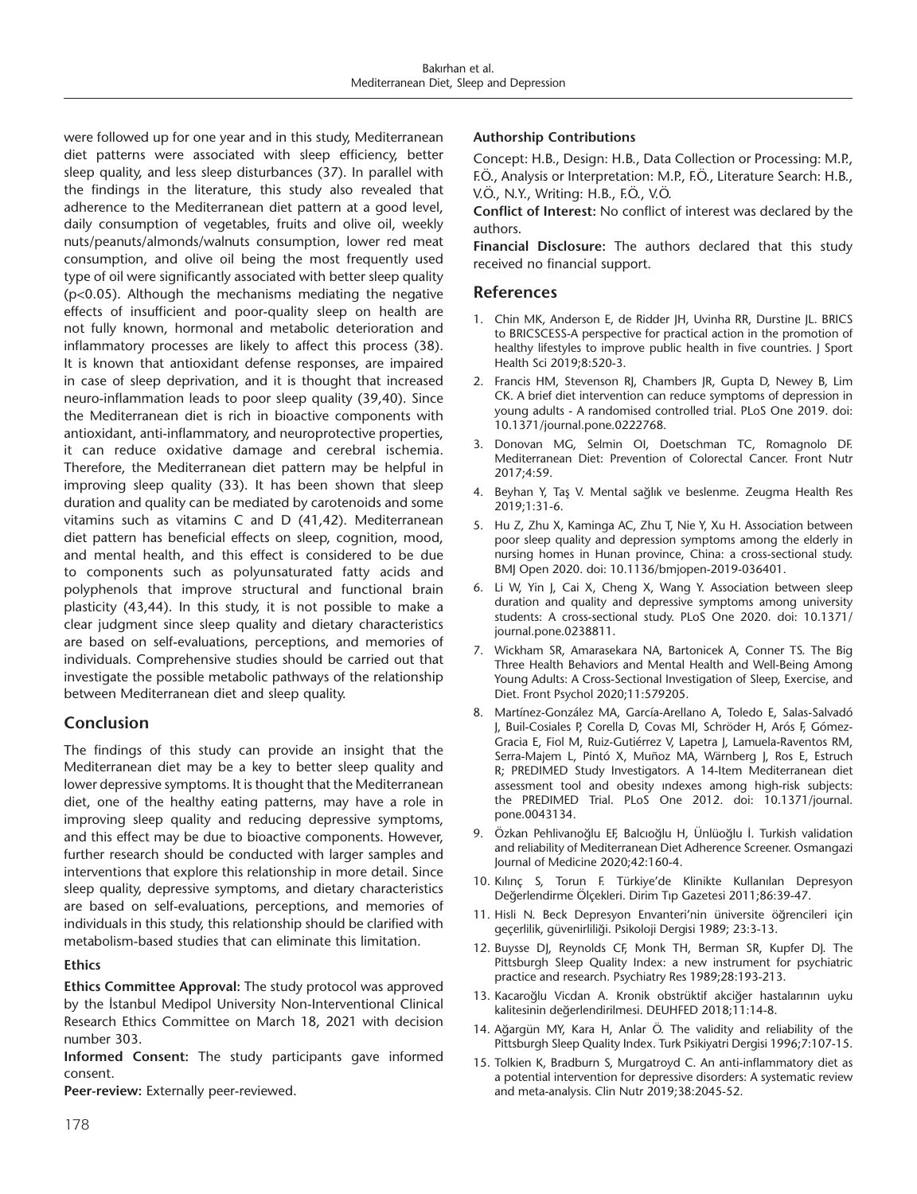were followed up for one year and in this study, Mediterranean diet patterns were associated with sleep efficiency, better sleep quality, and less sleep disturbances (37). In parallel with the findings in the literature, this study also revealed that adherence to the Mediterranean diet pattern at a good level, daily consumption of vegetables, fruits and olive oil, weekly nuts/peanuts/almonds/walnuts consumption, lower red meat consumption, and olive oil being the most frequently used type of oil were significantly associated with better sleep quality ($p<0.05$). Although the mechanisms mediating the negative effects of insufficient and poor-quality sleep on health are not fully known, hormonal and metabolic deterioration and inflammatory processes are likely to affect this process (38). It is known that antioxidant defense responses, are impaired in case of sleep deprivation, and it is thought that increased neuro-inflammation leads to poor sleep quality (39,40). Since the Mediterranean diet is rich in bioactive components with antioxidant, anti-inflammatory, and neuroprotective properties, it can reduce oxidative damage and cerebral ischemia. Therefore, the Mediterranean diet pattern may be helpful in improving sleep quality (33). It has been shown that sleep duration and quality can be mediated by carotenoids and some vitamins such as vitamins C and D (41,42). Mediterranean diet pattern has beneficial effects on sleep, cognition, mood, and mental health, and this effect is considered to be due to components such as polyunsaturated fatty acids and polyphenols that improve structural and functional brain plasticity (43,44). In this study, it is not possible to make a clear judgment since sleep quality and dietary characteristics are based on self-evaluations, perceptions, and memories of individuals. Comprehensive studies should be carried out that investigate the possible metabolic pathways of the relationship between Mediterranean diet and sleep quality.

## Conclusion

The findings of this study can provide an insight that the Mediterranean diet may be a key to better sleep quality and lower depressive symptoms. It is thought that the Mediterranean diet, one of the healthy eating patterns, may have a role in improving sleep quality and reducing depressive symptoms, and this effect may be due to bioactive components. However, further research should be conducted with larger samples and interventions that explore this relationship in more detail. Since sleep quality, depressive symptoms, and dietary characteristics are based on self-evaluations, perceptions, and memories of individuals in this study, this relationship should be clarified with metabolism-based studies that can eliminate this limitation.

### Ethics

**Ethics Committee Approval:** The study protocol was approved by the İstanbul Medipol University Non-Interventional Clinical Research Ethics Committee on March 18, 2021 with decision number 303.

**Informed Consent:** The study participants gave informed consent.

**Peer-review:** Externally peer-reviewed.

### Authorship Contributions

Concept: H.B., Design: H.B., Data Collection or Processing: M.P., F.Ö., Analysis or Interpretation: M.P., F.Ö., Literature Search: H.B., V.Ö., N.Y., Writing: H.B., F.Ö., V.Ö.

**Conflict of Interest:** No conflict of interest was declared by the authors.

**Financial Disclosure:** The authors declared that this study received no financial support.

## References

1. Chin MK, Anderson E, de Ridder JH, Uvinha RR, Durstine JL. BRICS to BRICSCESS-A perspective for practical action in the promotion of healthy lifestyles to improve public health in five countries. J Sport Health Sci 2019;8:520-3.
2. Francis HM, Stevenson RJ, Chambers JR, Gupta D, Newey B, Lim CK. A brief diet intervention can reduce symptoms of depression in young adults - A randomised controlled trial. PLoS One 2019. doi: 10.1371/journal.pone.0222768.
3. Donovan MG, Selmin OI, Doetschman TC, Romagnolo DF. Mediterranean Diet: Prevention of Colorectal Cancer. Front Nutr 2017;4:59.
4. Beyhan Y, Taş V. Mental sağlık ve beslenme. Zeugma Health Res 2019;1:31-6.
5. Hu Z, Zhu X, Kaminga AC, Zhu T, Nie Y, Xu H. Association between poor sleep quality and depression symptoms among the elderly in nursing homes in Hunan province, China: a cross-sectional study. BMJ Open 2020. doi: 10.1136/bmjopen-2019-036401.
6. Li W, Yin J, Cai X, Cheng X, Wang Y. Association between sleep duration and quality and depressive symptoms among university students: A cross-sectional study. PLoS One 2020. doi: 10.1371/journal.pone.0238811.
7. Wickham SR, Amarasekara NA, Bartonicek A, Conner TS. The Big Three Health Behaviors and Mental Health and Well-Being Among Young Adults: A Cross-Sectional Investigation of Sleep, Exercise, and Diet. Front Psychol 2020;11:579205.
8. Martínez-González MA, García-Arellano A, Toledo E, Salas-Salvadó J, Buil-Cosiales P, Corella D, Covas MI, Schröder H, Arós F, Gómez-Gracia E, Fiol M, Ruiz-Gutiérrez V, Lapetra J, Lamuela-Raventos RM, Serra-Majem L, Pintó X, Muñoz MA, Wärnberg J, Ros E, Estruch R; PREDIMED Study Investigators. A 14-Item Mediterranean diet assessment tool and obesity ındexes among high-risk subjects: the PREDIMED Trial. PLoS One 2012. doi: 10.1371/journal.pone.0043134.
9. Özkan Pehlivanoğlu EF, Balcıoğlu H, Ünlüoğlu İ. Turkish validation and reliability of Mediterranean Diet Adherence Screener. Osmangazi Journal of Medicine 2020;42:160-4.
10. Kılınç S, Torun F. Türkiye'de Klinikte Kullanılan Depresyon Değerlendirme Ölçekleri. Dirim Tıp Gazetesi 2011;86:39-47.
11. Hisli N. Beck Depresyon Envanteri'nin üniversite öğrencileri için geçerlilik, güvenirliliği. Psikoloji Dergisi 1989; 23:3-13.
12. Buysse DJ, Reynolds CF, Monk TH, Berman SR, Kupfer DJ. The Pittsburgh Sleep Quality Index: a new instrument for psychiatric practice and research. Psychiatry Res 1989;28:193-213.
13. Kacaroğlu Vicdan A. Kronik obstrüktif akciğer hastalarının uyku kalitesinin değerlendirilmesi. DEUHFED 2018;11:14-8.
14. Ağargün MY, Kara H, Anlar Ö. The validity and reliability of the Pittsburgh Sleep Quality Index. Turk Psikiyatri Dergisi 1996;7:107-15.
15. Tolkien K, Bradburn S, Murgatroyd C. An anti-inflammatory diet as a potential intervention for depressive disorders: A systematic review and meta-analysis. Clin Nutr 2019;38:2045-52.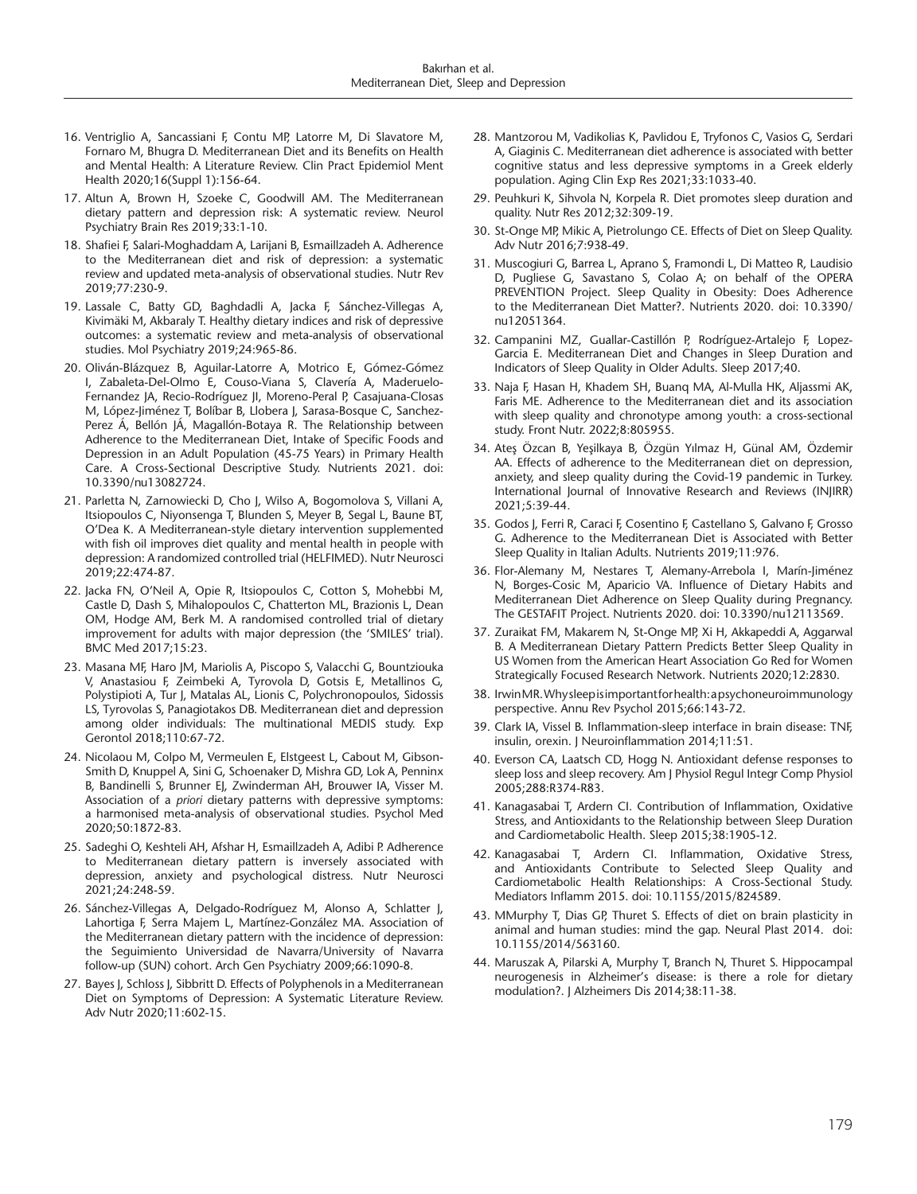16. Ventriglio A, Sancassiani F, Contu MP, Latorre M, Di Slavatore M, Fornaro M, Bhugra D. Mediterranean Diet and its Benefits on Health and Mental Health: A Literature Review. Clin Pract Epidemiol Ment Health 2020;16(Suppl 1):156-64.
17. Altun A, Brown H, Szoeke C, Goodwill AM. The Mediterranean dietary pattern and depression risk: A systematic review. Neurol Psychiatry Brain Res 2019;33:1-10.
18. Shafiei F, Salari-Moghaddam A, Larijani B, Esmaillzadeh A. Adherence to the Mediterranean diet and risk of depression: a systematic review and updated meta-analysis of observational studies. Nutr Rev 2019;77:230-9.
19. Lassale C, Batty GD, Baghdadli A, Jacka F, Sánchez-Villegas A, Kivimäki M, Akbaraly T. Healthy dietary indices and risk of depressive outcomes: a systematic review and meta-analysis of observational studies. Mol Psychiatry 2019;24:965-86.
20. Oliván-Blázquez B, Aguilar-Latorre A, Motrico E, Gómez-Gómez I, Zabaleta-Del-Olmo E, Couso-Viana S, Clavería A, Maderuelo-Fernandez JA, Recio-Rodríguez JI, Moreno-Peral P, Casajuana-Closas M, López-Jiménez T, Bolíbar B, Llobera J, Sarasa-Bosque C, Sanchez-Perez Á, Bellón JÁ, Magallón-Botaya R. The Relationship between Adherence to the Mediterranean Diet, Intake of Specific Foods and Depression in an Adult Population (45-75 Years) in Primary Health Care. A Cross-Sectional Descriptive Study. Nutrients 2021. doi: 10.3390/nu13082724.
21. Parletta N, Zarnowiecki D, Cho J, Wilso A, Bogomolova S, Villani A, Itsiopoulos C, Niyonsenga T, Blunden S, Meyer B, Segal L, Baune BT, O'Dea K. A Mediterranean-style dietary intervention supplemented with fish oil improves diet quality and mental health in people with depression: A randomized controlled trial (HELFIMED). Nutr Neurosci 2019;22:474-87.
22. Jacka FN, O'Neil A, Opie R, Itsiopoulos C, Cotton S, Mohebbi M, Castle D, Dash S, Mihalopoulos C, Chatterton ML, Brazionis L, Dean OM, Hodge AM, Berk M. A randomised controlled trial of dietary improvement for adults with major depression (the 'SMILES' trial). BMC Med 2017;15:23.
23. Masana MF, Haro JM, Mariolis A, Piscopo S, Valacchi G, Bountziouka V, Anastasiou F, Zeimbeki A, Tyrovola D, Gotsis E, Metallinos G, Polystipioti A, Tur J, Matalas AL, Lionis C, Polychronopoulos, Sidossis LS, Tyrovolas S, Panagiotakos DB. Mediterranean diet and depression among older individuals: The multinational MEDIS study. Exp Gerontol 2018;110:67-72.
24. Nicolaou M, Colpo M, Vermeulen E, Elstgeest L, Cabout M, Gibson-Smith D, Knuppel A, Sini G, Schoenaker D, Mishra GD, Lok A, Penninx B, Bandinelli S, Brunner EJ, Zwinderman AH, Brouwer IA, Visser M. Association of a *priori* dietary patterns with depressive symptoms: a harmonised meta-analysis of observational studies. Psychol Med 2020;50:1872-83.
25. Sadeghi O, Keshteli AH, Afshar H, Esmaillzadeh A, Adibi P. Adherence to Mediterranean dietary pattern is inversely associated with depression, anxiety and psychological distress. Nutr Neurosci 2021;24:248-59.
26. Sánchez-Villegas A, Delgado-Rodríguez M, Alonso A, Schlatter J, Lahortiga F, Serra Majem L, Martínez-González MA. Association of the Mediterranean dietary pattern with the incidence of depression: the Seguimiento Universidad de Navarra/University of Navarra follow-up (SUN) cohort. Arch Gen Psychiatry 2009;66:1090-8.
27. Bayes J, Schloss J, Sibbritt D. Effects of Polyphenols in a Mediterranean Diet on Symptoms of Depression: A Systematic Literature Review. Adv Nutr 2020;11:602-15.
28. Mantzorou M, Vadikolias K, Pavlidou E, Tryfonos C, Vasios G, Serdari A, Giaginis C. Mediterranean diet adherence is associated with better cognitive status and less depressive symptoms in a Greek elderly population. Aging Clin Exp Res 2021;33:1033-40.
29. Peuhkuri K, Sihvola N, Korpela R. Diet promotes sleep duration and quality. Nutr Res 2012;32:309-19.
30. St-Onge MP, Mikic A, Pietrolungo CE. Effects of Diet on Sleep Quality. Adv Nutr 2016;7:938-49.
31. Muscogiuri G, Barrea L, Aprano S, Framondi L, Di Matteo R, Laudisio D, Pugliese G, Savastano S, Colao A; on behalf of the OPERA PREVENTION Project. Sleep Quality in Obesity: Does Adherence to the Mediterranean Diet Matter?. Nutrients 2020. doi: 10.3390/nu12051364.
32. Campanini MZ, Guallar-Castillón P, Rodríguez-Artalejo F, Lopez-Garcia E. Mediterranean Diet and Changes in Sleep Duration and Indicators of Sleep Quality in Older Adults. Sleep 2017;40.
33. Naja F, Hasan H, Khadem SH, Buanq MA, Al-Mulla HK, Aljassmi AK, Faris ME. Adherence to the Mediterranean diet and its association with sleep quality and chronotype among youth: a cross-sectional study. Front Nutr. 2022;8:805955.
34. Ateş Özcan B, Yeşilkaya B, Özgün Yılmaz H, Günal AM, Özdemir AA. Effects of adherence to the Mediterranean diet on depression, anxiety, and sleep quality during the Covid-19 pandemic in Turkey. International Journal of Innovative Research and Reviews (INJIRR) 2021;5:39-44.
35. Godos J, Ferri R, Caraci F, Cosentino F, Castellano S, Galvano F, Grosso G. Adherence to the Mediterranean Diet is Associated with Better Sleep Quality in Italian Adults. Nutrients 2019;11:976.
36. Flor-Alemany M, Nestares T, Alemany-Arrebola I, Marín-Jiménez N, Borges-Cosic M, Aparicio VA. Influence of Dietary Habits and Mediterranean Diet Adherence on Sleep Quality during Pregnancy. The GESTAFIT Project. Nutrients 2020. doi: 10.3390/nu12113569.
37. Zuraikat FM, Makarem N, St-Onge MP, Xi H, Akkapeddi A, Aggarwal B. A Mediterranean Dietary Pattern Predicts Better Sleep Quality in US Women from the American Heart Association Go Red for Women Strategically Focused Research Network. Nutrients 2020;12:2830.
38. Irwin MR. Why sleep is important for health: a psychoneuroimmunology perspective. Annu Rev Psychol 2015;66:143-72.
39. Clark IA, Vissel B. Inflammation-sleep interface in brain disease: TNF, insulin, orexin. J Neuroinflammation 2014;11:51.
40. Everson CA, Laatsch CD, Hogg N. Antioxidant defense responses to sleep loss and sleep recovery. Am J Physiol Regul Integr Comp Physiol 2005;288:R374-R83.
41. Kanagasabai T, Ardern CI. Contribution of Inflammation, Oxidative Stress, and Antioxidants to the Relationship between Sleep Duration and Cardiometabolic Health. Sleep 2015;38:1905-12.
42. Kanagasabai T, Ardern CI. Inflammation, Oxidative Stress, and Antioxidants Contribute to Selected Sleep Quality and Cardiometabolic Health Relationships: A Cross-Sectional Study. Mediators Inflamm 2015. doi: 10.1155/2015/824589.
43. MMurphy T, Dias GP, Thuret S. Effects of diet on brain plasticity in animal and human studies: mind the gap. Neural Plast 2014. doi: 10.1155/2014/563160.
44. Maruszak A, Pilarski A, Murphy T, Branch N, Thuret S. Hippocampal neurogenesis in Alzheimer's disease: is there a role for dietary modulation?. J Alzheimers Dis 2014;38:11-38.